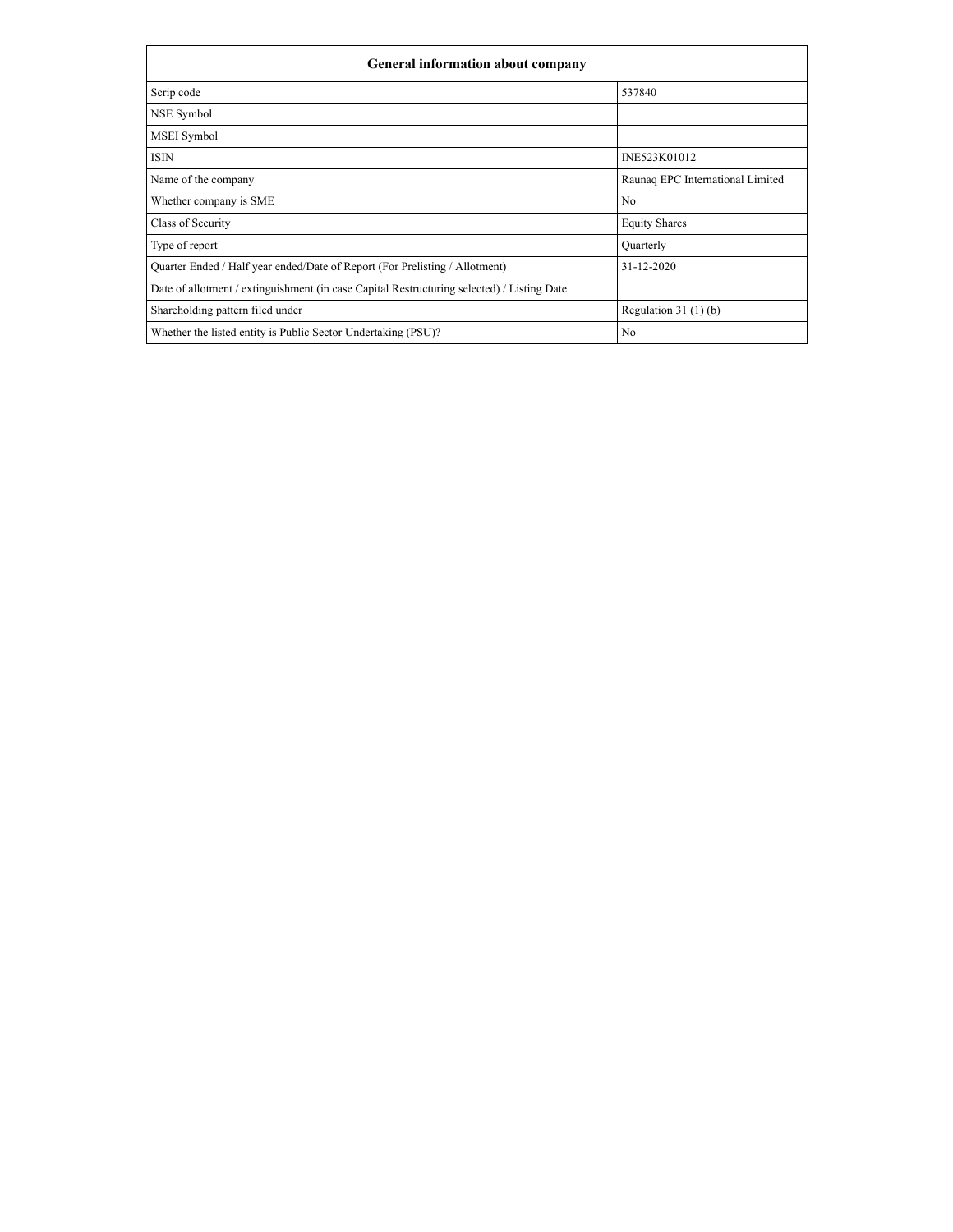| General information about company | |
|---|---|
| Scrip code | 537840 |
| NSE Symbol | |
| MSEI Symbol | |
| ISIN | INE523K01012 |
| Name of the company | Raunaq EPC International Limited |
| Whether company is SME | No |
| Class of Security | Equity Shares |
| Type of report | Quarterly |
| Quarter Ended / Half year ended/Date of Report (For Prelisting / Allotment) | 31-12-2020 |
| Date of allotment / extinguishment (in case Capital Restructuring selected) / Listing Date | |
| Shareholding pattern filed under | Regulation 31 (1) (b) |
| Whether the listed entity is Public Sector Undertaking (PSU)? | No |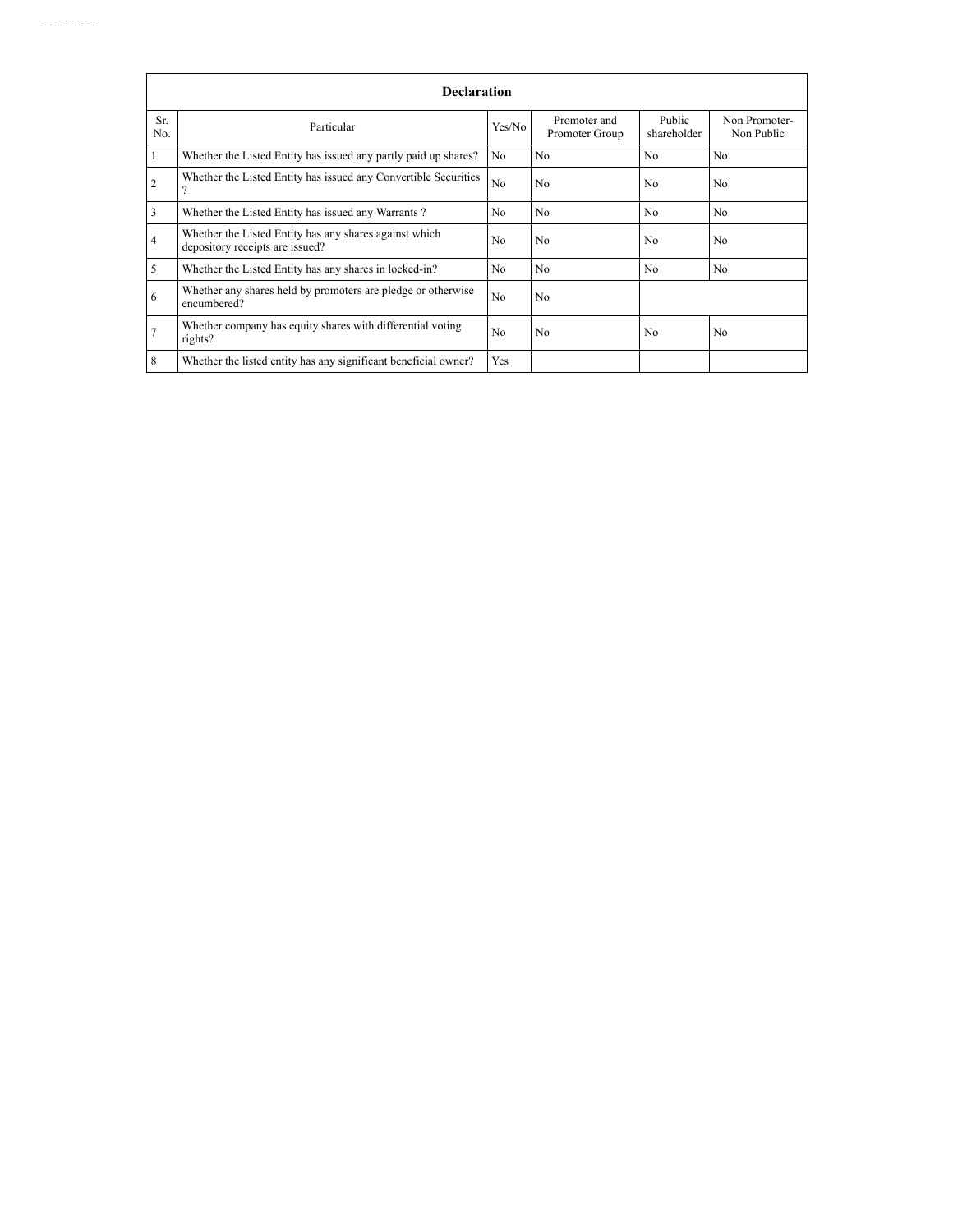| Declaration | | | | | |
|---|---|---|---|---|---|
| Sr. No. | Particular | Yes/No | Promoter and Promoter Group | Public shareholder | Non Promoter- Non Public |
| 1 | Whether the Listed Entity has issued any partly paid up shares? | No | No | No | No |
| 2 | Whether the Listed Entity has issued any Convertible Securities ? | No | No | No | No |
| 3 | Whether the Listed Entity has issued any Warrants ? | No | No | No | No |
| 4 | Whether the Listed Entity has any shares against which depository receipts are issued? | No | No | No | No |
| 5 | Whether the Listed Entity has any shares in locked-in? | No | No | No | No |
| 6 | Whether any shares held by promoters are pledge or otherwise encumbered? | No | No | | |
| 7 | Whether company has equity shares with differential voting rights? | No | No | No | No |
| 8 | Whether the listed entity has any significant beneficial owner? | Yes | | | |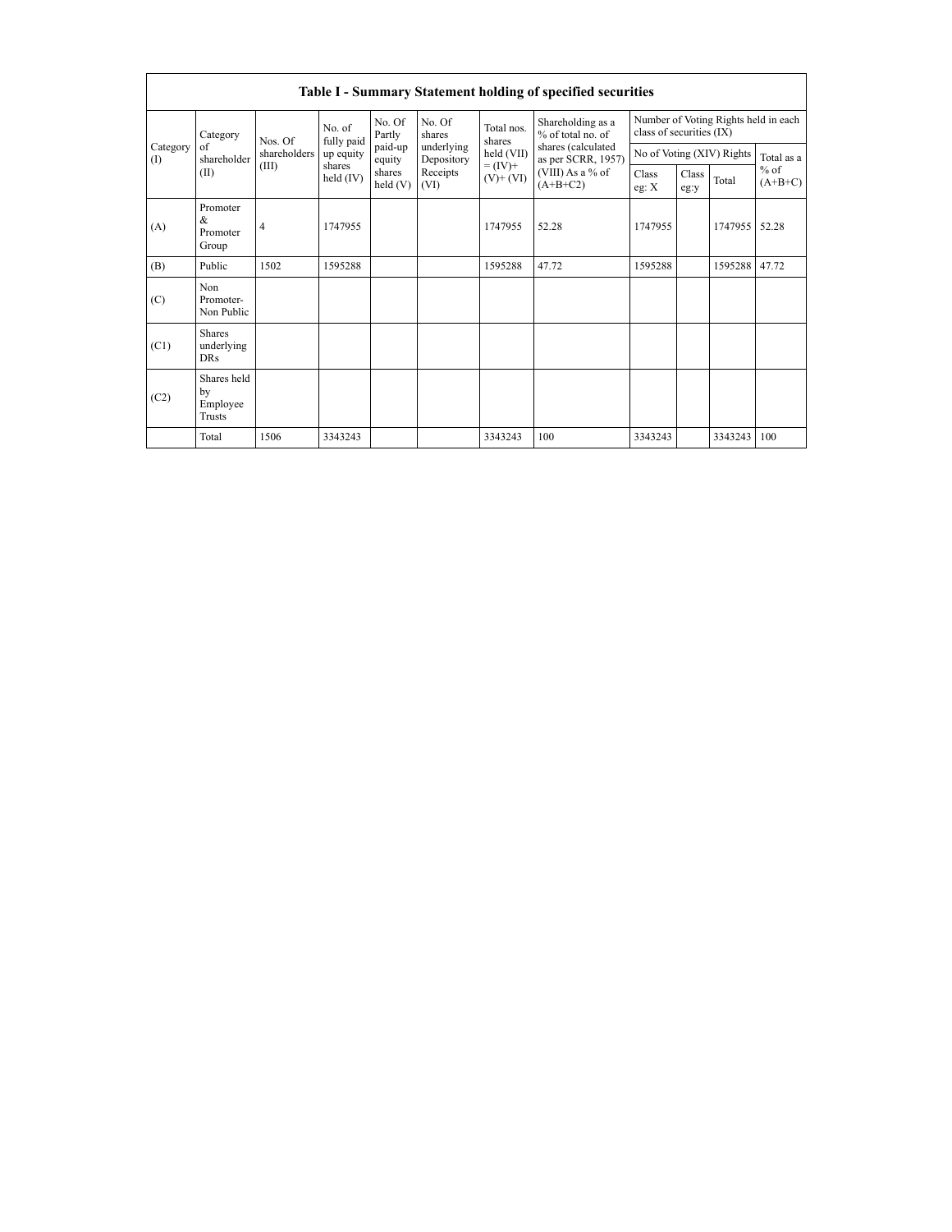| Table I - Summary Statement holding of specified securities | | | | | | | | | | | | |
|---|---|---|---|---|---|---|---|---|---|---|---|---|
| Category (I) | Category of shareholder (II) | Nos. Of shareholders (III) | No. of fully paid up equity shares held (IV) | No. Of Partly paid-up equity shares held (V) | No. Of shares underlying Depository Receipts (VI) | Total nos. shares held (VII) = (IV)+ (V)+ (VI) | Shareholding as a % of total no. of shares (calculated as per SCRR, 1957) (VIII) As a % of (A+B+C2) | Number of Voting Rights held in each class of securities (IX) | | | |
| | | | | | | | | No of Voting (XIV) Rights | | | Total as a % of (A+B+C) |
| | | | | | | | | Class eg: X | Class eg:y | Total | |
| (A) | Promoter & Promoter Group | 4 | 1747955 | | | 1747955 | 52.28 | 1747955 | | 1747955 | 52.28 |
| (B) | Public | 1502 | 1595288 | | | 1595288 | 47.72 | 1595288 | | 1595288 | 47.72 |
| (C) | Non Promoter- Non Public | | | | | | | | | | |
| (C1) | Shares underlying DRs | | | | | | | | | | |
| (C2) | Shares held by Employee Trusts | | | | | | | | | | |
| | Total | 1506 | 3343243 | | | 3343243 | 100 | 3343243 | | 3343243 | 100 |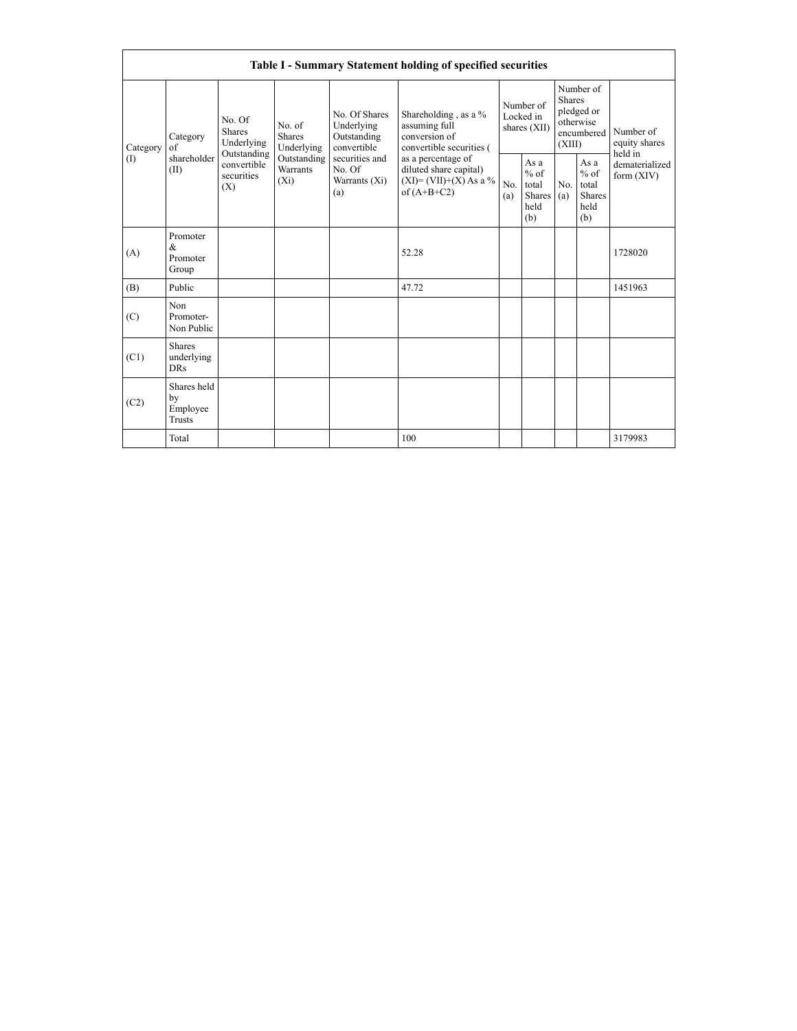| Table I - Summary Statement holding of specified securities | | | | | | | | | | |
|---|---|---|---|---|---|---|---|---|---|---|
| Category (I) | Category of shareholder (II) | No. Of Shares Underlying Outstanding convertible securities (X) | No. of Shares Underlying Outstanding Warrants (Xi) | No. Of Shares Underlying Outstanding convertible securities and No. Of Warrants (Xi) (a) | Shareholding , as a % assuming full conversion of convertible securities ( as a percentage of diluted share capital) (XI)= (VII)+(X) As a % of (A+B+C2) | Number of Locked in shares (XII) | | Number of Shares pledged or otherwise encumbered (XIII) | | Number of equity shares held in dematerialized form (XIV) |
| | | | | | | No. (a) | As a % of total Shares held (b) | No. (a) | As a % of total Shares held (b) | |
| (A) | Promoter & Promoter Group | | | | 52.28 | | | | | 1728020 |
| (B) | Public | | | | 47.72 | | | | | 1451963 |
| (C) | Non Promoter- Non Public | | | | | | | | | |
| (C1) | Shares underlying DRs | | | | | | | | | |
| (C2) | Shares held by Employee Trusts | | | | | | | | | |
| | Total | | | | 100 | | | | | 3179983 |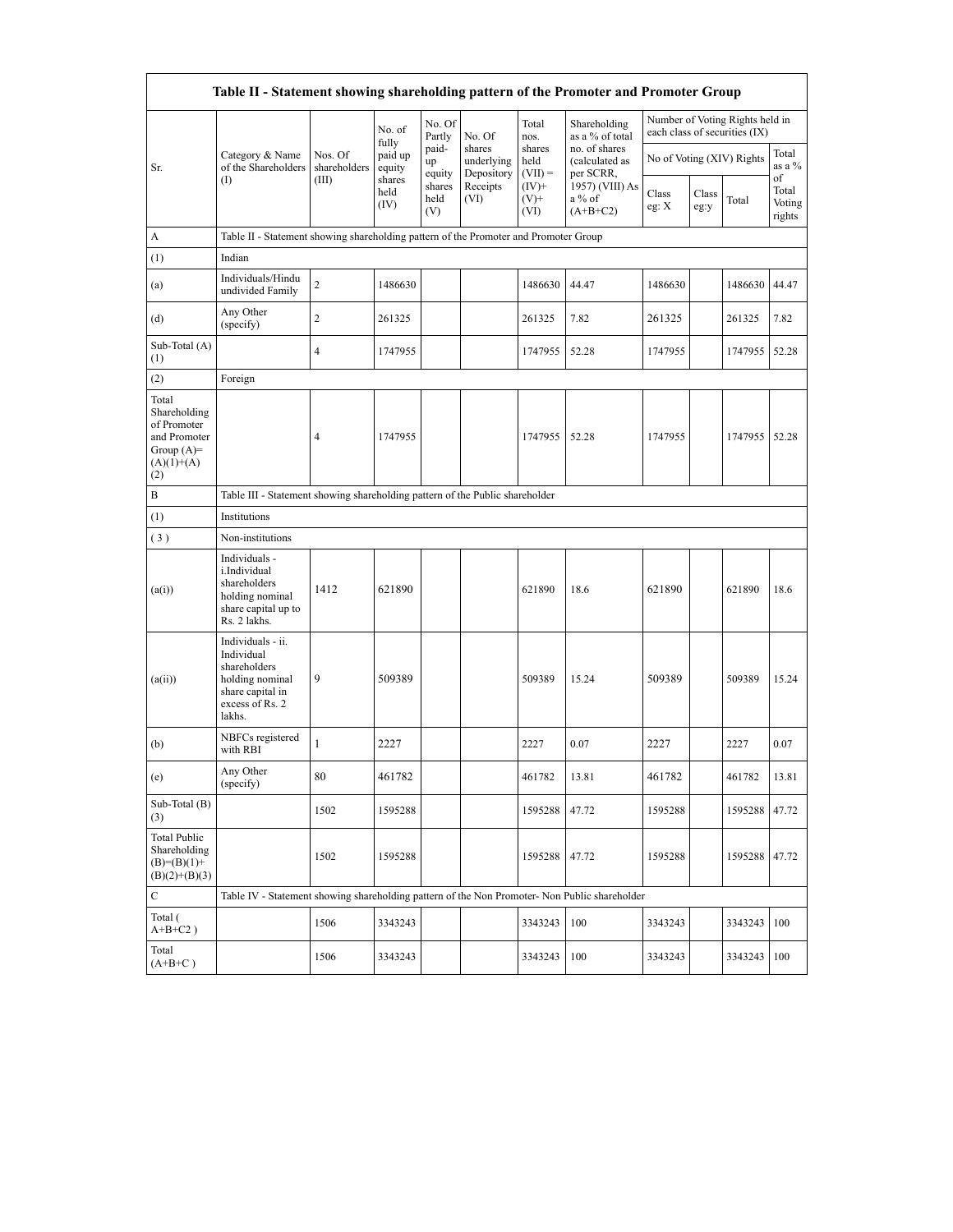| Table II - Statement showing shareholding pattern of the Promoter and Promoter Group | | | | | | | | | | | | |
|---|---|---|---|---|---|---|---|---|---|---|---|---|
| Sr. | Category & Name of the Shareholders (I) | Nos. Of shareholders (III) | No. of fully paid up equity shares held (IV) | No. Of Partly paid-up equity shares held (V) | No. Of shares underlying Depository Receipts (VI) | Total nos. shares held (VII) = (IV)+ (V)+ (VI) | Shareholding as a % of total no. of shares (calculated as per SCRR, 1957) (VIII) As a % of (A+B+C2) | Number of Voting Rights held in each class of securities (IX) | | | |
| | | | | | | | | No of Voting (XIV) Rights | | | Total as a % of Total Voting rights |
| | | | | | | | | Class eg: X | Class eg:y | Total | |
| A | Table II - Statement showing shareholding pattern of the Promoter and Promoter Group | | | | | | | | | | |
| (1) | Indian | | | | | | | | | | |
| (a) | Individuals/Hindu undivided Family | 2 | 1486630 | | | 1486630 | 44.47 | 1486630 | | 1486630 | 44.47 |
| (d) | Any Other (specify) | 2 | 261325 | | | 261325 | 7.82 | 261325 | | 261325 | 7.82 |
| Sub-Total (A) (1) | | 4 | 1747955 | | | 1747955 | 52.28 | 1747955 | | 1747955 | 52.28 |
| (2) | Foreign | | | | | | | | | | |
| Total Shareholding of Promoter and Promoter Group (A)= (A)(1)+(A)(2) | | 4 | 1747955 | | | 1747955 | 52.28 | 1747955 | | 1747955 | 52.28 |
| B | Table III - Statement showing shareholding pattern of the Public shareholder | | | | | | | | | | |
| (1) | Institutions | | | | | | | | | | |
| (3) | Non-institutions | | | | | | | | | | |
| (a(i)) | Individuals - i.Individual shareholders holding nominal share capital up to Rs. 2 lakhs. | 1412 | 621890 | | | 621890 | 18.6 | 621890 | | 621890 | 18.6 |
| (a(ii)) | Individuals - ii. Individual shareholders holding nominal share capital in excess of Rs. 2 lakhs. | 9 | 509389 | | | 509389 | 15.24 | 509389 | | 509389 | 15.24 |
| (b) | NBFCs registered with RBI | 1 | 2227 | | | 2227 | 0.07 | 2227 | | 2227 | 0.07 |
| (e) | Any Other (specify) | 80 | 461782 | | | 461782 | 13.81 | 461782 | | 461782 | 13.81 |
| Sub-Total (B) (3) | | 1502 | 1595288 | | | 1595288 | 47.72 | 1595288 | | 1595288 | 47.72 |
| Total Public Shareholding (B)=(B)(1)+(B)(2)+(B)(3) | | 1502 | 1595288 | | | 1595288 | 47.72 | 1595288 | | 1595288 | 47.72 |
| C | Table IV - Statement showing shareholding pattern of the Non Promoter- Non Public shareholder | | | | | | | | | | |
| Total ( A+B+C2 ) | | 1506 | 3343243 | | | 3343243 | 100 | 3343243 | | 3343243 | 100 |
| Total (A+B+C ) | | 1506 | 3343243 | | | 3343243 | 100 | 3343243 | | 3343243 | 100 |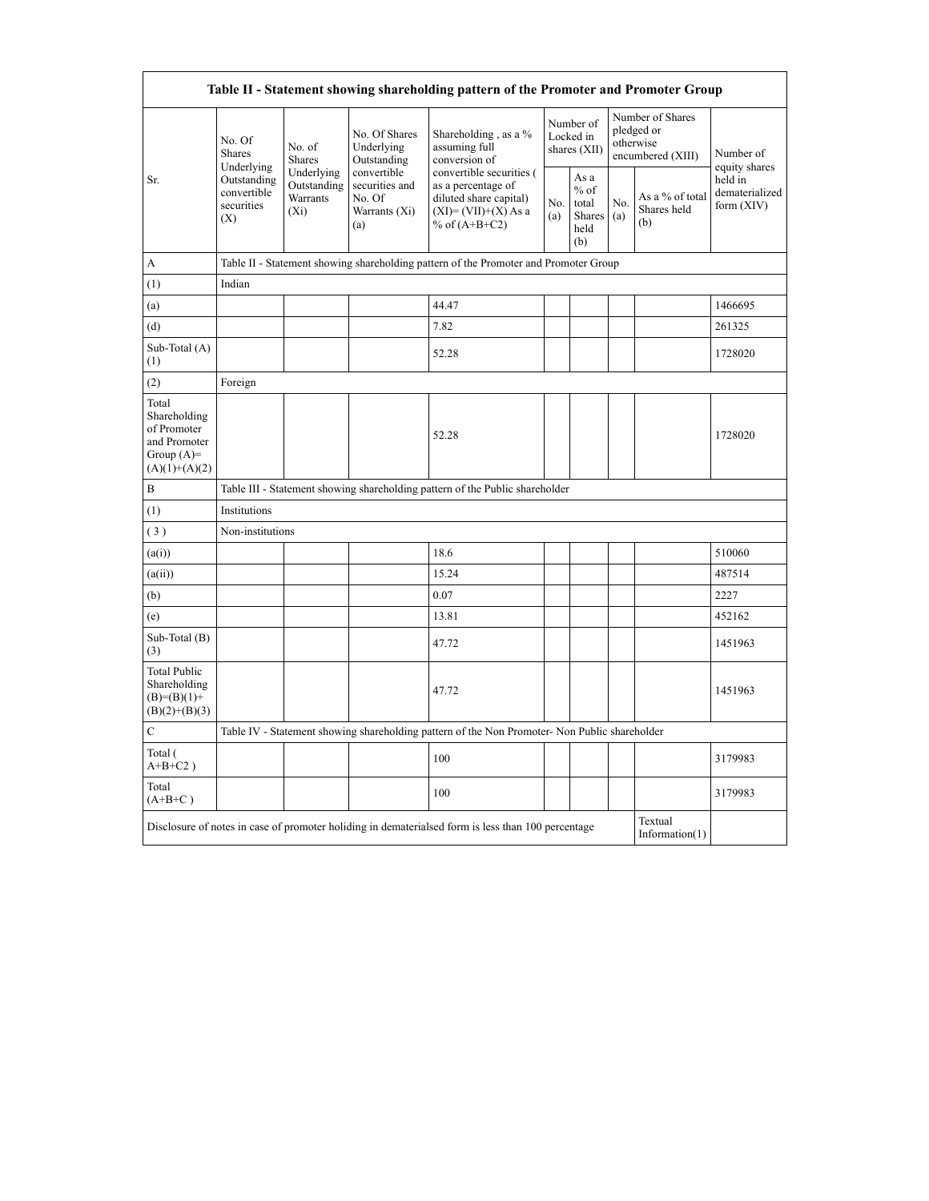| Table II - Statement showing shareholding pattern of the Promoter and Promoter Group | | | | | | | | | |
|---|---|---|---|---|---|---|---|---|---|
| Sr. | No. Of Shares Underlying Outstanding convertible securities (X) | No. of Shares Underlying Outstanding Warrants (Xi) | No. Of Shares Underlying Outstanding convertible securities and No. Of Warrants (Xi) (a) | Shareholding , as a % assuming full conversion of convertible securities ( as a percentage of diluted share capital) (XI)= (VII)+(X) As a % of (A+B+C2) | Number of Locked in shares (XII) | | Number of Shares pledged or otherwise encumbered (XIII) | | Number of equity shares held in dematerialized form (XIV) |
| | | | | | No. (a) | As a % of total Shares held (b) | No. (a) | As a % of total Shares held (b) | |
| A | Table II - Statement showing shareholding pattern of the Promoter and Promoter Group | | | | | | | | |
| (1) | Indian | | | | | | | | |
| (a) | | | | 44.47 | | | | | 1466695 |
| (d) | | | | 7.82 | | | | | 261325 |
| Sub-Total (A) (1) | | | | 52.28 | | | | | 1728020 |
| (2) | Foreign | | | | | | | | |
| Total Shareholding of Promoter and Promoter Group (A)= (A)(1)+(A)(2) | | | | 52.28 | | | | | 1728020 |
| B | Table III - Statement showing shareholding pattern of the Public shareholder | | | | | | | | |
| (1) | Institutions | | | | | | | | |
| ( 3 ) | Non-institutions | | | | | | | | |
| (a(i)) | | | | 18.6 | | | | | 510060 |
| (a(ii)) | | | | 15.24 | | | | | 487514 |
| (b) | | | | 0.07 | | | | | 2227 |
| (e) | | | | 13.81 | | | | | 452162 |
| Sub-Total (B) (3) | | | | 47.72 | | | | | 1451963 |
| Total Public Shareholding (B)=(B)(1)+(B)(2)+(B)(3) | | | | 47.72 | | | | | 1451963 |
| C | Table IV - Statement showing shareholding pattern of the Non Promoter- Non Public shareholder | | | | | | | | |
| Total ( A+B+C2 ) | | | | 100 | | | | | 3179983 |
| Total (A+B+C ) | | | | 100 | | | | | 3179983 |
| Disclosure of notes in case of promoter holiding in dematerialsed form is less than 100 percentage | | | | | | | | Textual Information(1) | |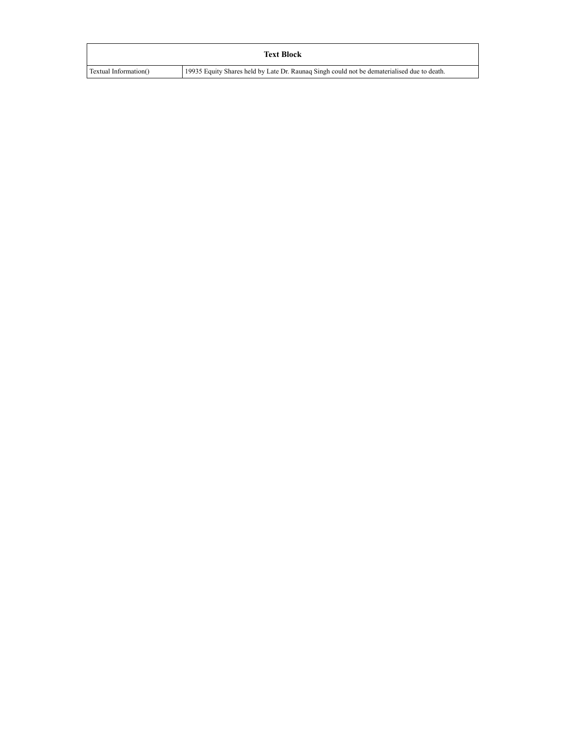| Text Block | |
|---|---|
| Textual Information() | 19935 Equity Shares held by Late Dr. Raunaq Singh could not be dematerialised due to death. |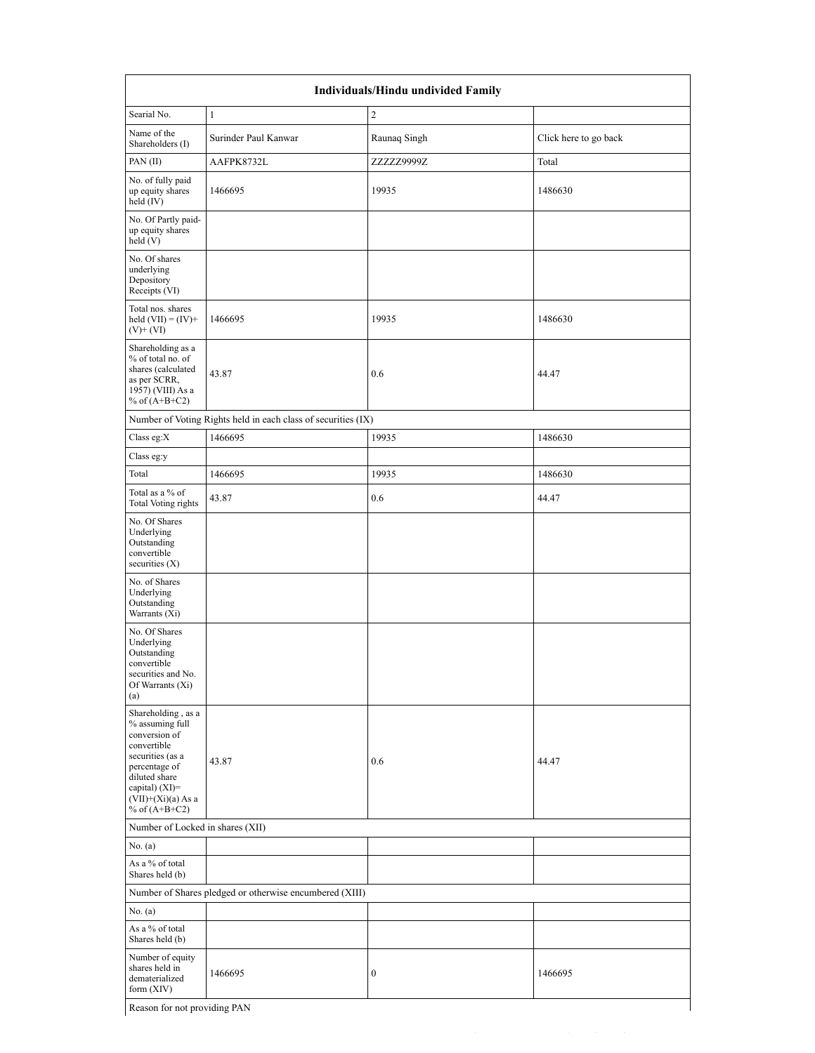| Individuals/Hindu undivided Family | | | |
|---|---|---|---|
| Searial No. | 1 | 2 | |
| Name of the Shareholders (I) | Surinder Paul Kanwar | Raunaq Singh | Click here to go back |
| PAN (II) | AAFPK8732L | ZZZZZ9999Z | Total |
| No. of fully paid up equity shares held (IV) | 1466695 | 19935 | 1486630 |
| No. Of Partly paid-up equity shares held (V) | | | |
| No. Of shares underlying Depository Receipts (VI) | | | |
| Total nos. shares held (VII) = (IV)+(V)+ (VI) | 1466695 | 19935 | 1486630 |
| Shareholding as a % of total no. of shares (calculated as per SCRR, 1957) (VIII) As a % of (A+B+C2) | 43.87 | 0.6 | 44.47 |
| Number of Voting Rights held in each class of securities (IX) | | | |
| Class eg:X | 1466695 | 19935 | 1486630 |
| Class eg:y | | | |
| Total | 1466695 | 19935 | 1486630 |
| Total as a % of Total Voting rights | 43.87 | 0.6 | 44.47 |
| No. Of Shares Underlying Outstanding convertible securities (X) | | | |
| No. of Shares Underlying Outstanding Warrants (Xi) | | | |
| No. Of Shares Underlying Outstanding convertible securities and No. Of Warrants (Xi) (a) | | | |
| Shareholding , as a % assuming full conversion of convertible securities (as a percentage of diluted share capital) (XI)= (VII)+(Xi)(a) As a % of (A+B+C2) | 43.87 | 0.6 | 44.47 |
| Number of Locked in shares (XII) | | | |
| No. (a) | | | |
| As a % of total Shares held (b) | | | |
| Number of Shares pledged or otherwise encumbered (XIII) | | | |
| No. (a) | | | |
| As a % of total Shares held (b) | | | |
| Number of equity shares held in dematerialized form (XIV) | 1466695 | 0 | 1466695 |
| Reason for not providing PAN | | | |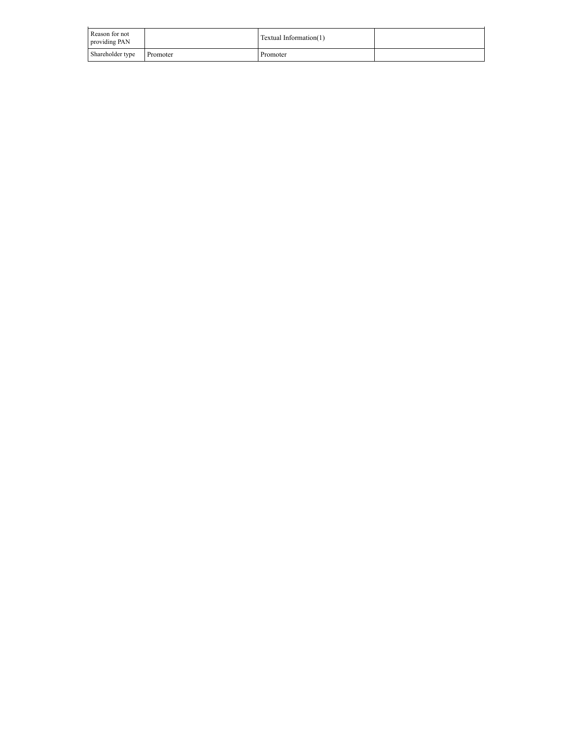| Reason for not providing PAN | | Textual Information(1) | |
|---|---|---|---|
| Shareholder type | Promoter | Promoter | |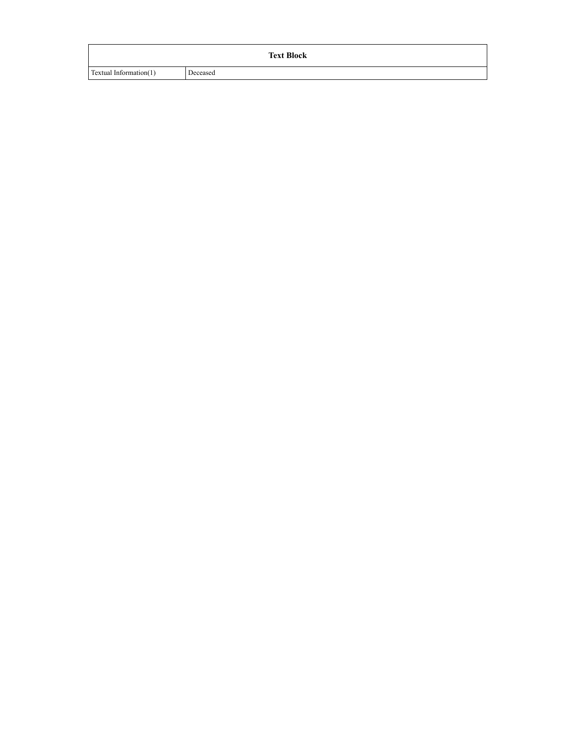| Text Block | |
|---|---|
| Textual Information(1) | Deceased |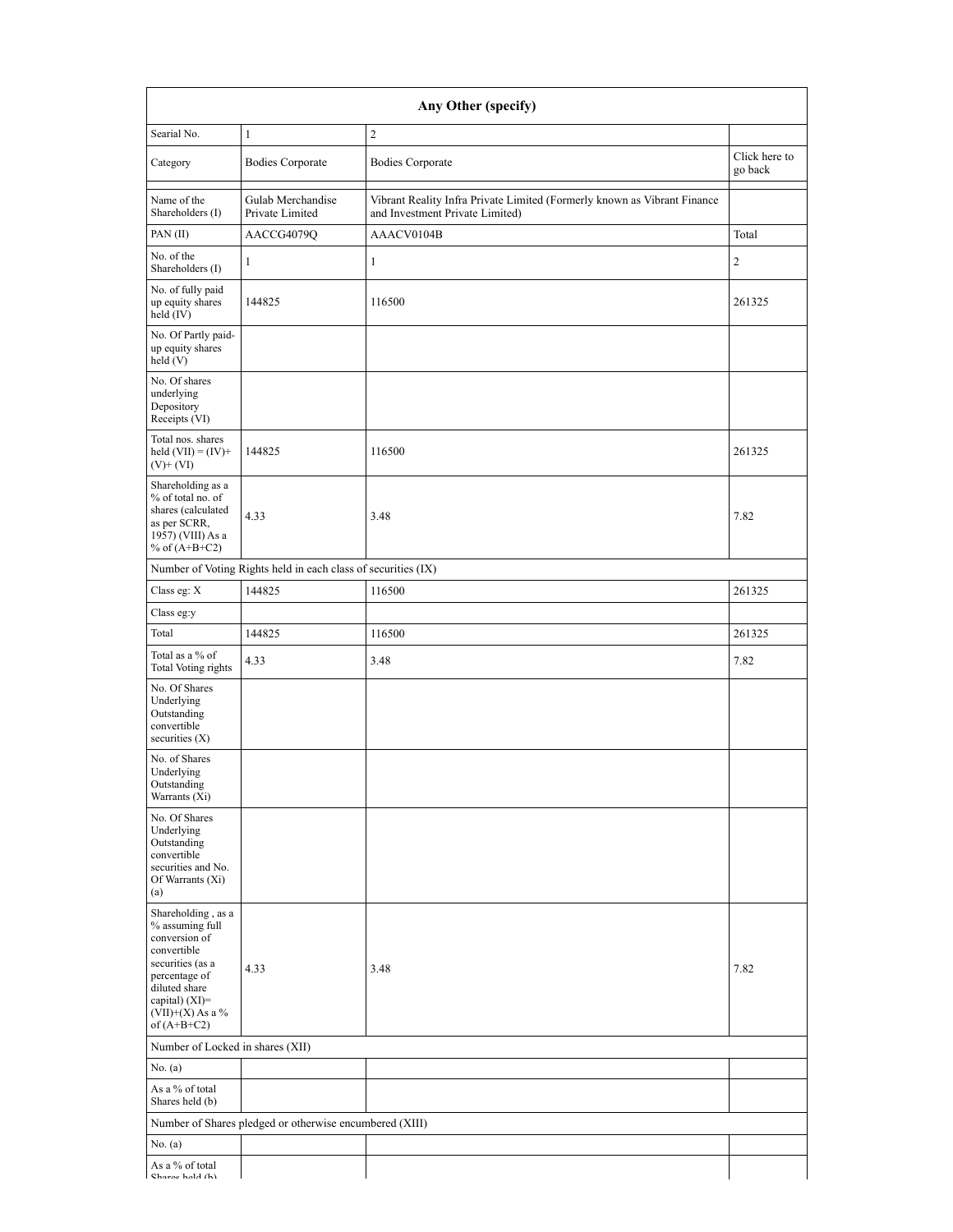| Any Other (specify) | | | |
|---|---|---|---|
| Searial No. | 1 | 2 | |
| Category | Bodies Corporate | Bodies Corporate | Click here to go back |
| Name of the Shareholders (I) | Gulab Merchandise Private Limited | Vibrant Reality Infra Private Limited (Formerly known as Vibrant Finance and Investment Private Limited) | |
| PAN (II) | AACCG4079Q | AAACV0104B | Total |
| No. of the Shareholders (I) | 1 | 1 | 2 |
| No. of fully paid up equity shares held (IV) | 144825 | 116500 | 261325 |
| No. Of Partly paid-up equity shares held (V) | | | |
| No. Of shares underlying Depository Receipts (VI) | | | |
| Total nos. shares held (VII) = (IV)+ (V)+ (VI) | 144825 | 116500 | 261325 |
| Shareholding as a % of total no. of shares (calculated as per SCRR, 1957) (VIII) As a % of (A+B+C2) | 4.33 | 3.48 | 7.82 |
| Number of Voting Rights held in each class of securities (IX) | | | |
| Class eg: X | 144825 | 116500 | 261325 |
| Class eg:y | | | |
| Total | 144825 | 116500 | 261325 |
| Total as a % of Total Voting rights | 4.33 | 3.48 | 7.82 |
| No. Of Shares Underlying Outstanding convertible securities (X) | | | |
| No. of Shares Underlying Outstanding Warrants (Xi) | | | |
| No. Of Shares Underlying Outstanding convertible securities and No. Of Warrants (Xi) (a) | | | |
| Shareholding , as a % assuming full conversion of convertible securities (as a percentage of diluted share capital) (XI)= (VII)+(X) As a % of (A+B+C2) | 4.33 | 3.48 | 7.82 |
| Number of Locked in shares (XII) | | | |
| No. (a) | | | |
| As a % of total Shares held (b) | | | |
| Number of Shares pledged or otherwise encumbered (XIII) | | | |
| No. (a) | | | |
| As a % of total Shares held (b) | | | |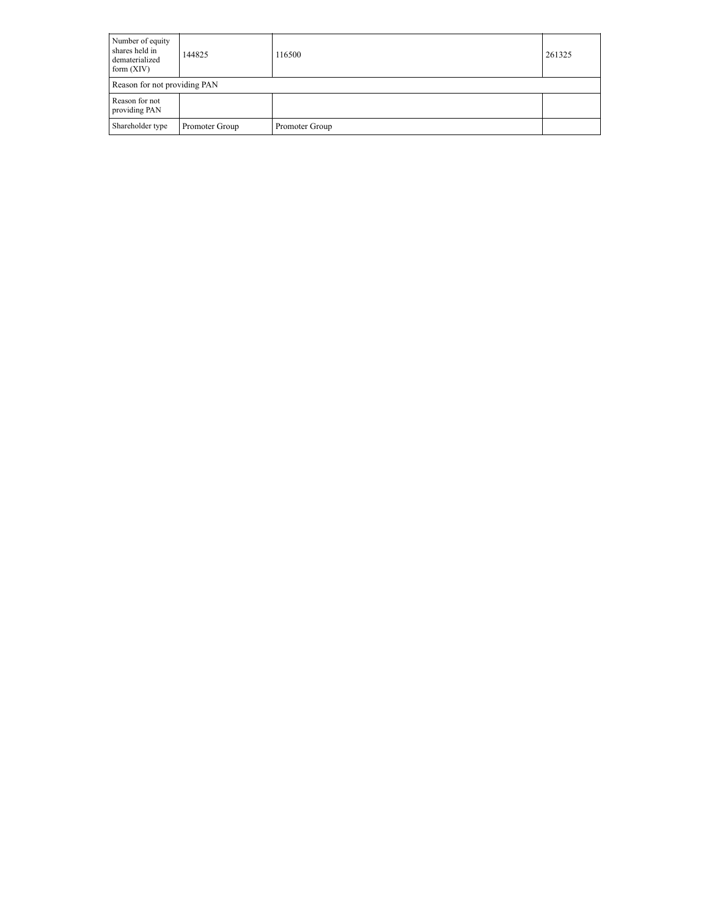| Number of equity shares held in dematerialized form (XIV) | 144825 | 116500 | 261325 |
|---|---|---|---|
| Reason for not providing PAN | | | |
| Reason for not providing PAN | | | |
| Shareholder type | Promoter Group | Promoter Group | |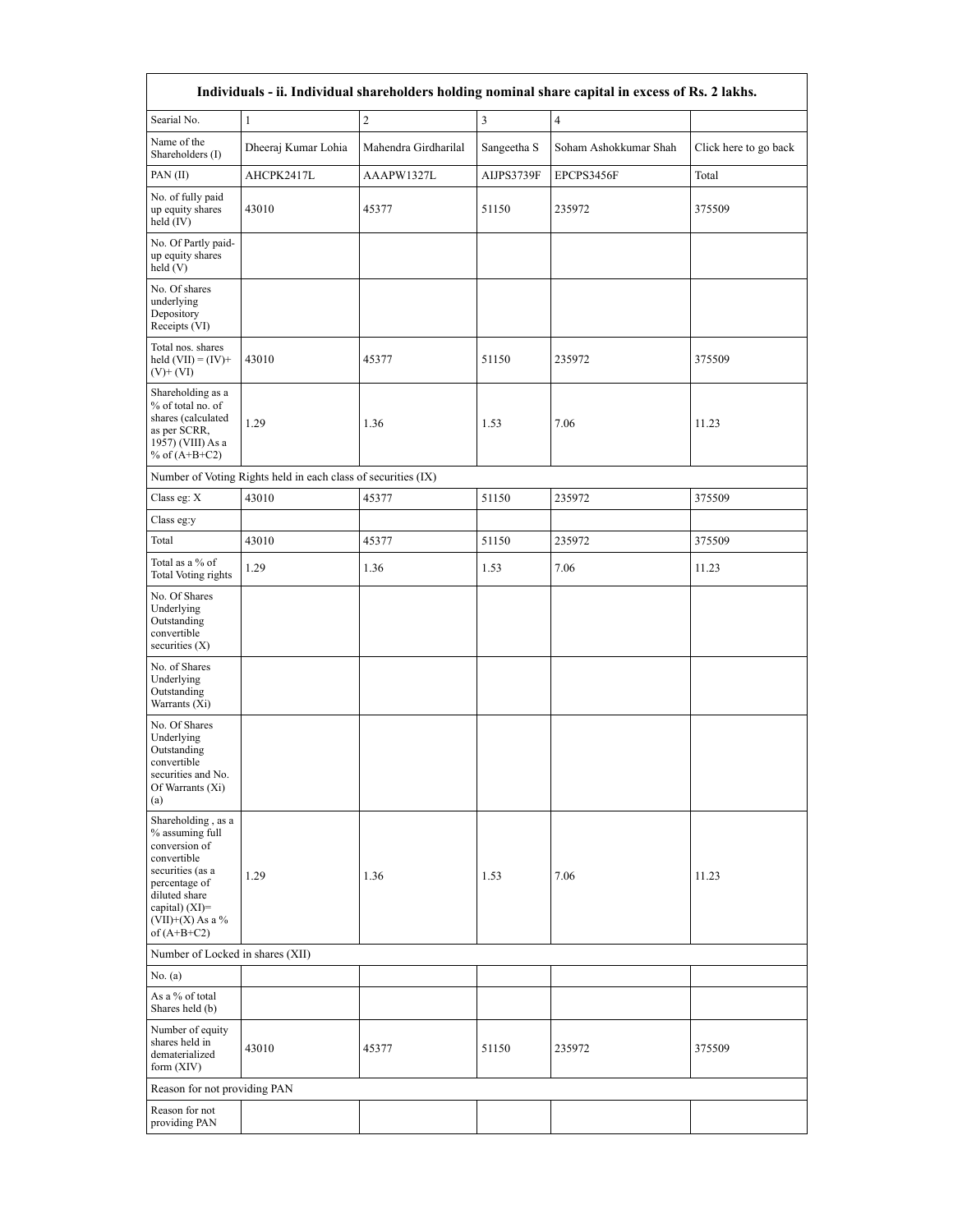| Individuals - ii. Individual shareholders holding nominal share capital in excess of Rs. 2 lakhs. | | | | | |
|---|---|---|---|---|---|
| Searial No. | 1 | 2 | 3 | 4 | |
| Name of the Shareholders (I) | Dheeraj Kumar Lohia | Mahendra Girdharilal | Sangeetha S | Soham Ashokkumar Shah | Click here to go back |
| PAN (II) | AHCPK2417L | AAAPW1327L | AIJPS3739F | EPCPS3456F | Total |
| No. of fully paid up equity shares held (IV) | 43010 | 45377 | 51150 | 235972 | 375509 |
| No. Of Partly paid-up equity shares held (V) | | | | | |
| No. Of shares underlying Depository Receipts (VI) | | | | | |
| Total nos. shares held (VII) = (IV)+ (V)+ (VI) | 43010 | 45377 | 51150 | 235972 | 375509 |
| Shareholding as a % of total no. of shares (calculated as per SCRR, 1957) (VIII) As a % of (A+B+C2) | 1.29 | 1.36 | 1.53 | 7.06 | 11.23 |
| Number of Voting Rights held in each class of securities (IX) | | | | | |
| Class eg: X | 43010 | 45377 | 51150 | 235972 | 375509 |
| Class eg:y | | | | | |
| Total | 43010 | 45377 | 51150 | 235972 | 375509 |
| Total as a % of Total Voting rights | 1.29 | 1.36 | 1.53 | 7.06 | 11.23 |
| No. Of Shares Underlying Outstanding convertible securities (X) | | | | | |
| No. of Shares Underlying Outstanding Warrants (Xi) | | | | | |
| No. Of Shares Underlying Outstanding convertible securities and No. Of Warrants (Xi) (a) | | | | | |
| Shareholding , as a % assuming full conversion of convertible securities (as a percentage of diluted share capital) (XI)= (VII)+(X) As a % of (A+B+C2) | 1.29 | 1.36 | 1.53 | 7.06 | 11.23 |
| Number of Locked in shares (XII) | | | | | |
| No. (a) | | | | | |
| As a % of total Shares held (b) | | | | | |
| Number of equity shares held in dematerialized form (XIV) | 43010 | 45377 | 51150 | 235972 | 375509 |
| Reason for not providing PAN | | | | | |
| Reason for not providing PAN | | | | | |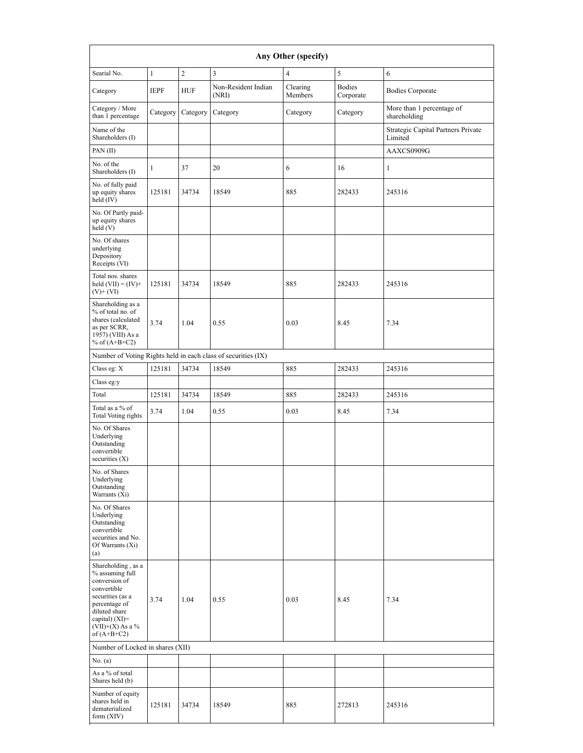| Any Other (specify) | | | | | | |
|---|---|---|---|---|---|---|
| Searial No. | 1 | 2 | 3 | 4 | 5 | 6 |
| Category | IEPF | HUF | Non-Resident Indian (NRI) | Clearing Members | Bodies Corporate | Bodies Corporate |
| Category / More than 1 percentage | Category | Category | Category | Category | Category | More than 1 percentage of shareholding |
| Name of the Shareholders (I) | | | | | | Strategic Capital Partners Private Limited |
| PAN (II) | | | | | | AAXCS0909G |
| No. of the Shareholders (I) | 1 | 37 | 20 | 6 | 16 | 1 |
| No. of fully paid up equity shares held (IV) | 125181 | 34734 | 18549 | 885 | 282433 | 245316 |
| No. Of Partly paid-up equity shares held (V) | | | | | | |
| No. Of shares underlying Depository Receipts (VI) | | | | | | |
| Total nos. shares held (VII) = (IV)+(V)+ (VI) | 125181 | 34734 | 18549 | 885 | 282433 | 245316 |
| Shareholding as a % of total no. of shares (calculated as per SCRR, 1957) (VIII) As a % of (A+B+C2) | 3.74 | 1.04 | 0.55 | 0.03 | 8.45 | 7.34 |
| Number of Voting Rights held in each class of securities (IX) | | | | | | |
| Class eg: X | 125181 | 34734 | 18549 | 885 | 282433 | 245316 |
| Class eg:y | | | | | | |
| Total | 125181 | 34734 | 18549 | 885 | 282433 | 245316 |
| Total as a % of Total Voting rights | 3.74 | 1.04 | 0.55 | 0.03 | 8.45 | 7.34 |
| No. Of Shares Underlying Outstanding convertible securities (X) | | | | | | |
| No. of Shares Underlying Outstanding Warrants (Xi) | | | | | | |
| No. Of Shares Underlying Outstanding convertible securities and No. Of Warrants (Xi) (a) | | | | | | |
| Shareholding , as a % assuming full conversion of convertible securities (as a percentage of diluted share capital) (XI)= (VII)+(X) As a % of (A+B+C2) | 3.74 | 1.04 | 0.55 | 0.03 | 8.45 | 7.34 |
| Number of Locked in shares (XII) | | | | | | |
| No. (a) | | | | | | |
| As a % of total Shares held (b) | | | | | | |
| Number of equity shares held in dematerialized form (XIV) | 125181 | 34734 | 18549 | 885 | 272813 | 245316 |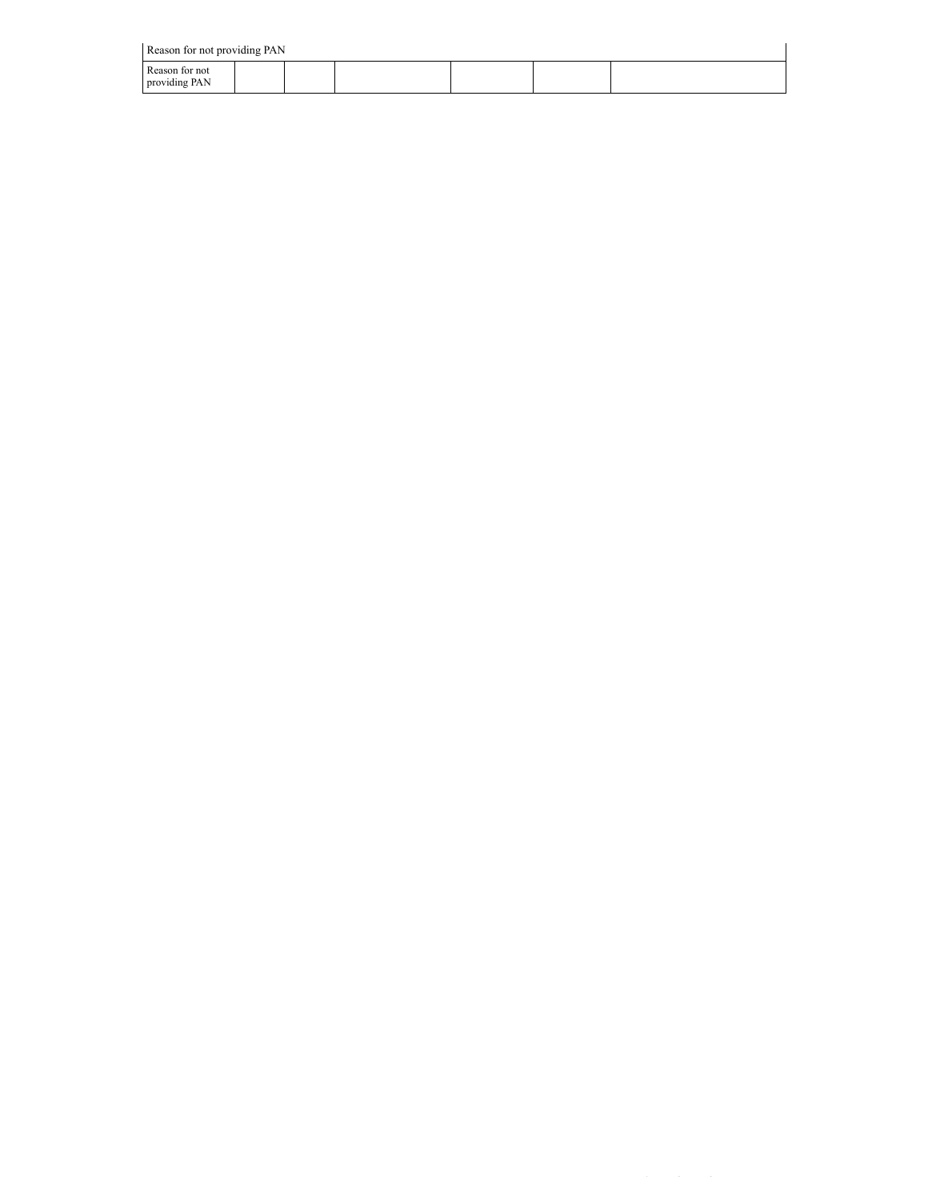| Reason for not providing PAN | | | | | | |
|---|---|---|---|---|---|---|
| Reason for not providing PAN | | | | | | |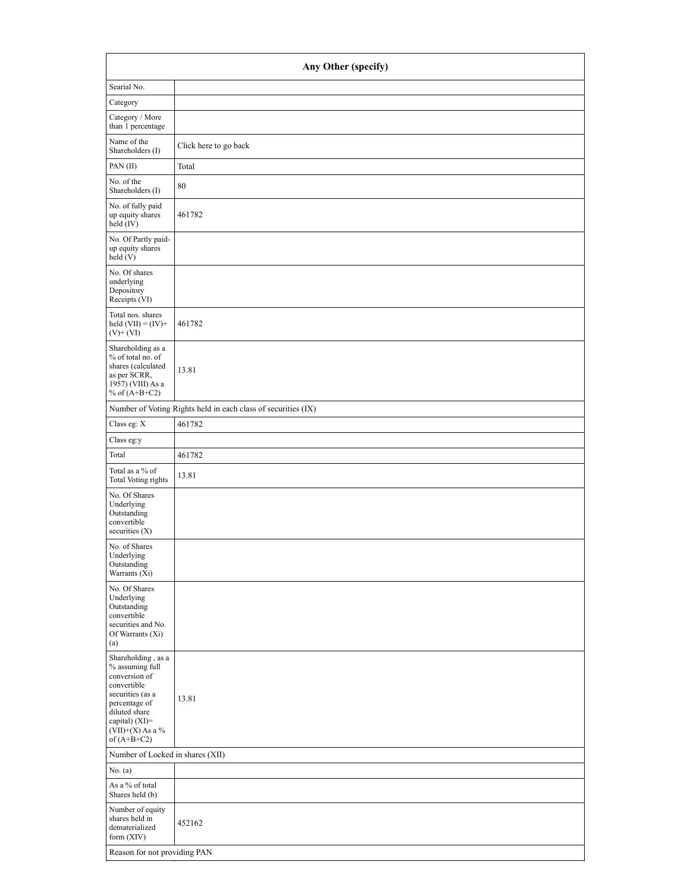| Any Other (specify) | |
|---|---|
| Searial No. | |
| Category | |
| Category / More than 1 percentage | |
| Name of the Shareholders (I) | Click here to go back |
| PAN (II) | Total |
| No. of the Shareholders (I) | 80 |
| No. of fully paid up equity shares held (IV) | 461782 |
| No. Of Partly paid-up equity shares held (V) | |
| No. Of shares underlying Depository Receipts (VI) | |
| Total nos. shares held (VII) = (IV)+ (V)+ (VI) | 461782 |
| Shareholding as a % of total no. of shares (calculated as per SCRR, 1957) (VIII) As a % of (A+B+C2) | 13.81 |
| Number of Voting Rights held in each class of securities (IX) | |
| Class eg: X | 461782 |
| Class eg:y | |
| Total | 461782 |
| Total as a % of Total Voting rights | 13.81 |
| No. Of Shares Underlying Outstanding convertible securities (X) | |
| No. of Shares Underlying Outstanding Warrants (Xi) | |
| No. Of Shares Underlying Outstanding convertible securities and No. Of Warrants (Xi) (a) | |
| Shareholding , as a % assuming full conversion of convertible securities (as a percentage of diluted share capital) (XI)= (VII)+(X) As a % of (A+B+C2) | 13.81 |
| Number of Locked in shares (XII) | |
| No. (a) | |
| As a % of total Shares held (b) | |
| Number of equity shares held in dematerialized form (XIV) | 452162 |
| Reason for not providing PAN | |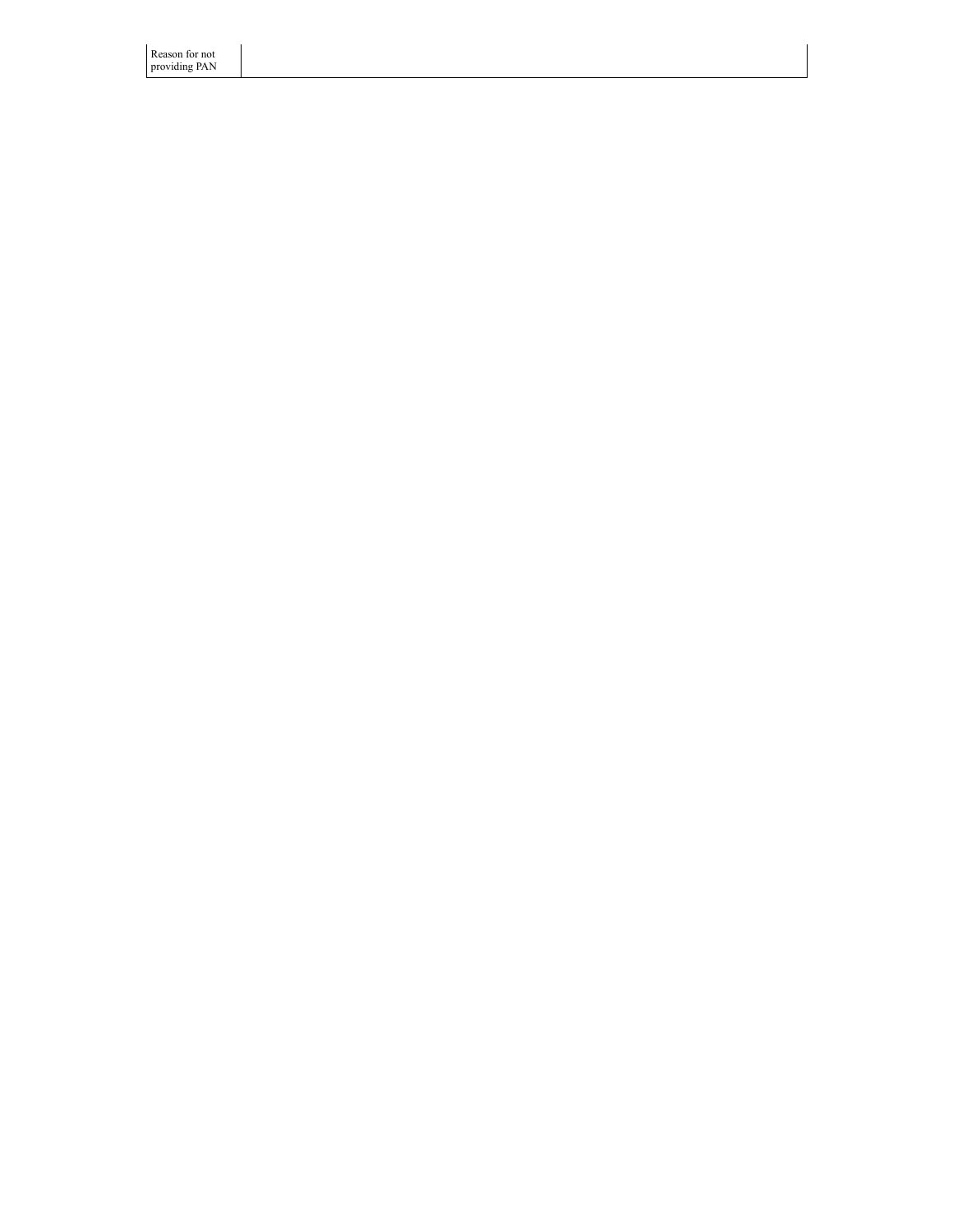| | |
|---|---|
| Reason for not providing PAN | |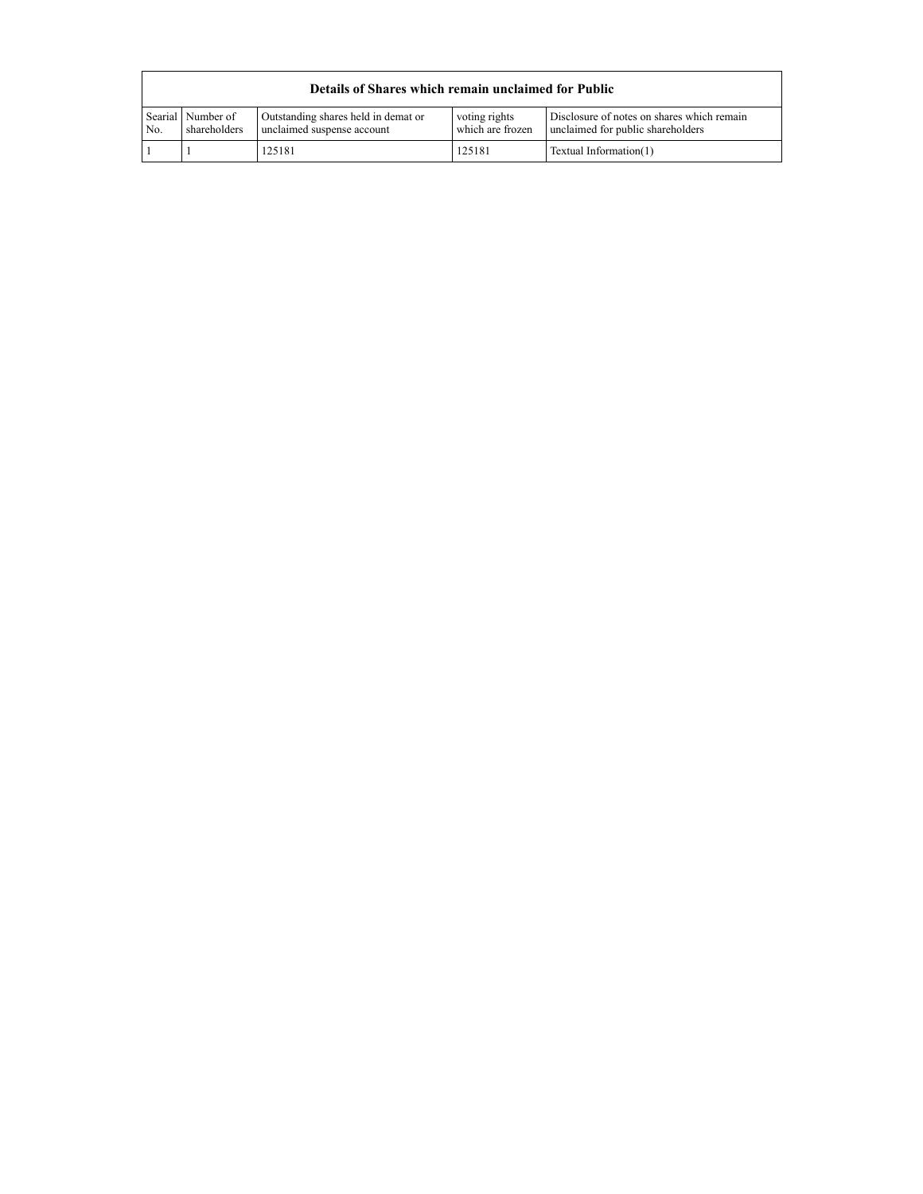| Details of Shares which remain unclaimed for Public | | | | |
|---|---|---|---|---|
| Searial No. | Number of shareholders | Outstanding shares held in demat or unclaimed suspense account | voting rights which are frozen | Disclosure of notes on shares which remain unclaimed for public shareholders |
| 1 | 1 | 125181 | 125181 | Textual Information(1) |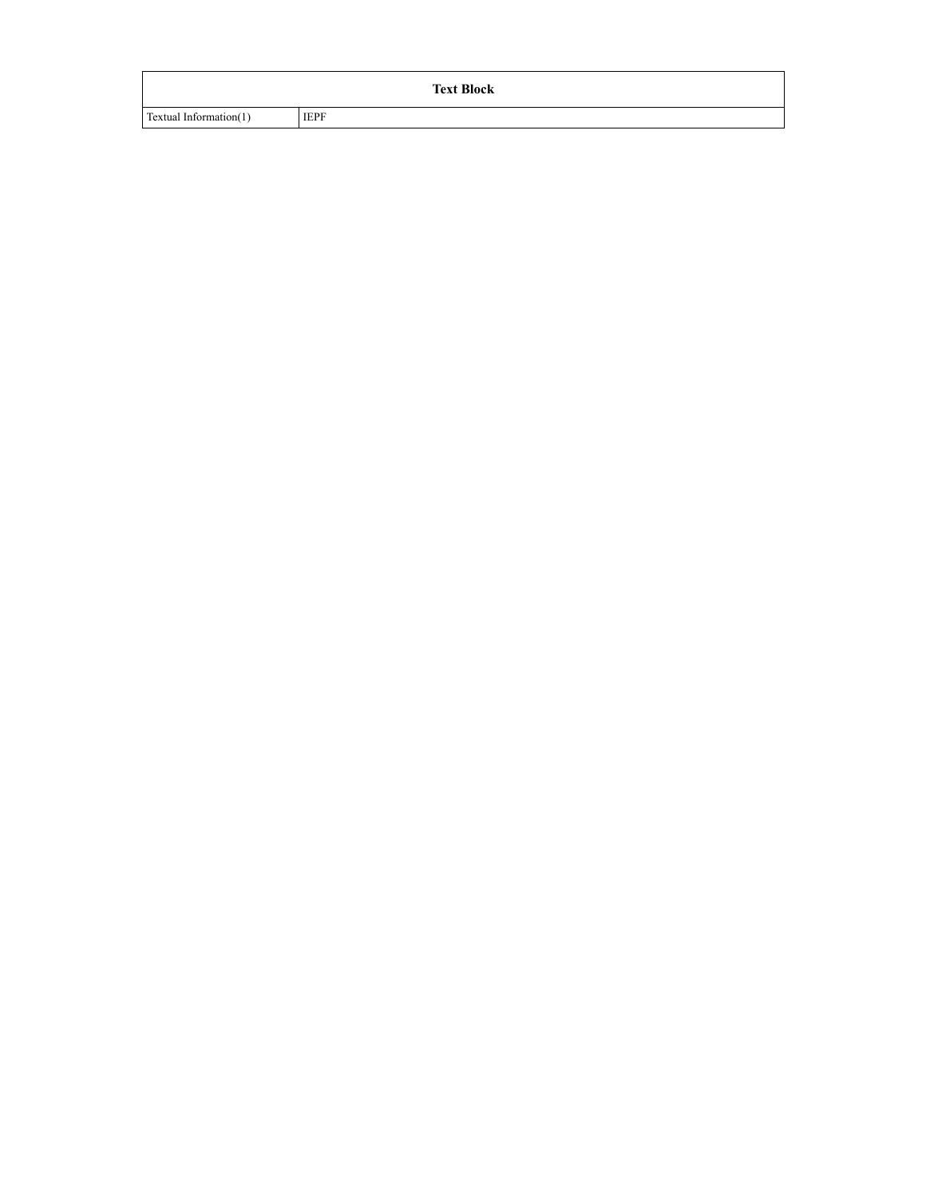| Text Block | |
|---|---|
| Textual Information(1) | IEPF |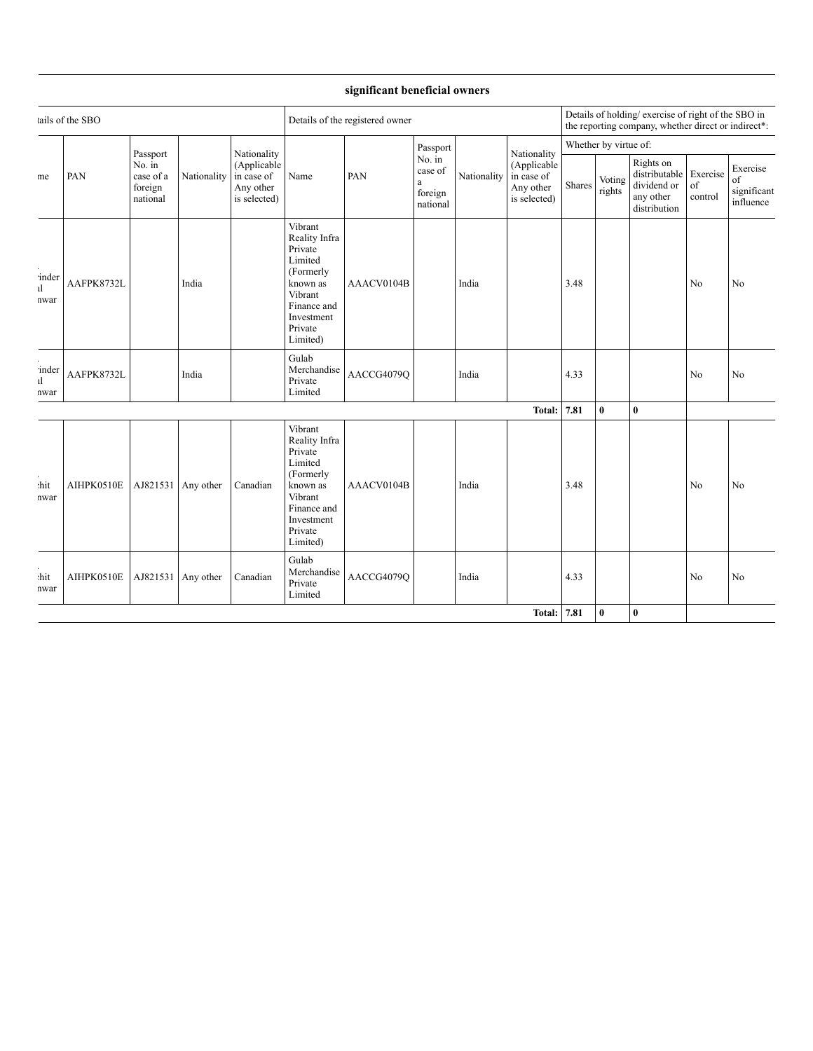## significant beneficial owners

| tails of the SBO | | | | | Details of the registered owner | | | | | Details of holding/ exercise of right of the SBO in the reporting company, whether direct or indirect*: | | | | |
|---|---|---|---|---|---|---|---|---|---|---|---|---|---|---|
| | | | | | | | | | | Whether by virtue of: | | | | |
| me | PAN | Passport No. in case of a foreign national | Nationality | Nationality (Applicable in case of Any other is selected) | Name | PAN | Passport No. in case of a foreign national | Nationality | Nationality (Applicable in case of Any other is selected) | Shares | Voting rights | Rights on distributable dividend or any other distribution | Exercise of control | Exercise of significant influence |
| . inder ıl nwar | AAFPK8732L | | India | | Vibrant Reality Infra Private Limited (Formerly known as Vibrant Finance and Investment Private Limited) | AAACV0104B | | India | | 3.48 | | | No | No |
| . inder ıl nwar | AAFPK8732L | | India | | Gulab Merchandise Private Limited | AACCG4079Q | | India | | 4.33 | | | No | No |
| | | | | | | | | | **Total:** | **7.81** | **0** | **0** | | |
| . :hit nwar | AIHPK0510E | AJ821531 | Any other | Canadian | Vibrant Reality Infra Private Limited (Formerly known as Vibrant Finance and Investment Private Limited) | AAACV0104B | | India | | 3.48 | | | No | No |
| . :hit nwar | AIHPK0510E | AJ821531 | Any other | Canadian | Gulab Merchandise Private Limited | AACCG4079Q | | India | | 4.33 | | | No | No |
| | | | | | | | | | **Total:** | **7.81** | **0** | **0** | | |